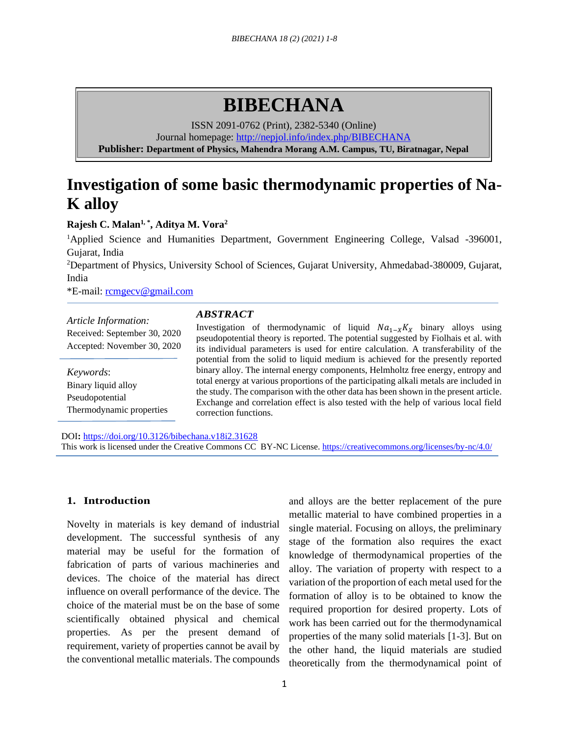# BIBECHANA

ISSN 2091-0762 (Print), 2382-5340 (Online)
Journal homepage: http://nepjol.info/index.php/BIBECHANA
**Publisher: Department of Physics, Mahendra Morang A.M. Campus, TU, Biratnagar, Nepal**

# Investigation of some basic thermodynamic properties of Na-K alloy

**Rajesh C. Malan[1,*], Aditya M. Vora[2]**

[1]Applied Science and Humanities Department, Government Engineering College, Valsad -396001, Gujarat, India

[2]Department of Physics, University School of Sciences, Gujarat University, Ahmedabad-380009, Gujarat, India

*E-mail: rcmgecv@gmail.com

*Article Information:*
Received: September 30, 2020
Accepted: November 30, 2020

*Keywords*:
Binary liquid alloy
Pseudopotential
Thermodynamic properties

### *ABSTRACT*

Investigation of thermodynamic of liquid $Na_{1-X}K_X$ binary alloys using pseudopotential theory is reported. The potential suggested by Fiolhais et al. with its individual parameters is used for entire calculation. A transferability of the potential from the solid to liquid medium is achieved for the presently reported binary alloy. The internal energy components, Helmholtz free energy, entropy and total energy at various proportions of the participating alkali metals are included in the study. The comparison with the other data has been shown in the present article. Exchange and correlation effect is also tested with the help of various local field correction functions.

DOI: https://doi.org/10.3126/bibechana.v18i2.31628
This work is licensed under the Creative Commons CC BY-NC License. https://creativecommons.org/licenses/by-nc/4.0/

## 1. Introduction

Novelty in materials is key demand of industrial development. The successful synthesis of any material may be useful for the formation of fabrication of parts of various machineries and devices. The choice of the material has direct influence on overall performance of the device. The choice of the material must be on the base of some scientifically obtained physical and chemical properties. As per the present demand of requirement, variety of properties cannot be avail by the conventional metallic materials. The compounds and alloys are the better replacement of the pure metallic material to have combined properties in a single material. Focusing on alloys, the preliminary stage of the formation also requires the exact knowledge of thermodynamical properties of the alloy. The variation of property with respect to a variation of the proportion of each metal used for the formation of alloy is to be obtained to know the required proportion for desired property. Lots of work has been carried out for the thermodynamical properties of the many solid materials [1-3]. But on the other hand, the liquid materials are studied theoretically from the thermodynamical point of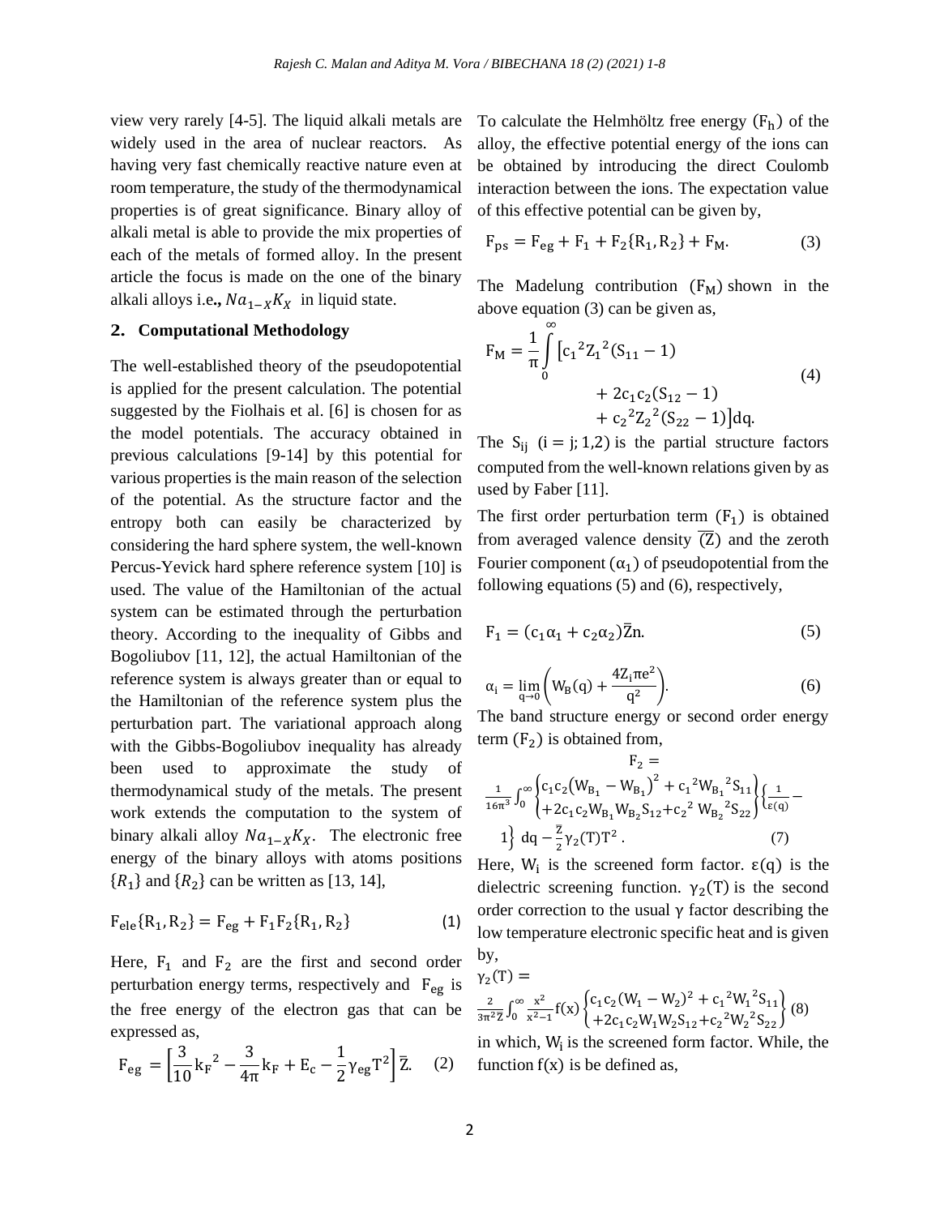view very rarely [4-5]. The liquid alkali metals are widely used in the area of nuclear reactors. As having very fast chemically reactive nature even at room temperature, the study of the thermodynamical properties is of great significance. Binary alloy of alkali metal is able to provide the mix properties of each of the metals of formed alloy. In the present article the focus is made on the one of the binary alkali alloys i.e., $Na_{1-X}K_X$ in liquid state.

## 2. Computational Methodology

The well-established theory of the pseudopotential is applied for the present calculation. The potential suggested by the Fiolhais et al. [6] is chosen for as the model potentials. The accuracy obtained in previous calculations [9-14] by this potential for various properties is the main reason of the selection of the potential. As the structure factor and the entropy both can easily be characterized by considering the hard sphere system, the well-known Percus-Yevick hard sphere reference system [10] is used. The value of the Hamiltonian of the actual system can be estimated through the perturbation theory. According to the inequality of Gibbs and Bogoliubov [11, 12], the actual Hamiltonian of the reference system is always greater than or equal to the Hamiltonian of the reference system plus the perturbation part. The variational approach along with the Gibbs-Bogoliubov inequality has already been used to approximate the study of thermodynamical study of the metals. The present work extends the computation to the system of binary alkali alloy $Na_{1-X}K_X$. The electronic free energy of the binary alloys with atoms positions $\{R_1\}$ and $\{R_2\}$ can be written as [13, 14],

$$F_{ele}\{R_1, R_2\} = F_{eg} + F_1 F_2\{R_1, R_2\} \quad (1)$$

Here, $F_1$ and $F_2$ are the first and second order perturbation energy terms, respectively and $F_{eg}$ is the free energy of the electron gas that can be expressed as,

$$F_{eg} = \left[\frac{3}{10}{k_F}^2 - \frac{3}{4\pi}k_F + E_c - \frac{1}{2}\gamma_{eg}T^2\right]\overline{Z}. \quad (2)$$

To calculate the Helmhöltz free energy $(F_h)$ of the alloy, the effective potential energy of the ions can be obtained by introducing the direct Coulomb interaction between the ions. The expectation value of this effective potential can be given by,

$$F_{ps} = F_{eg} + F_1 + F_2\{R_1, R_2\} + F_M. \quad (3)$$

The Madelung contribution $(F_M)$ shown in the above equation (3) can be given as,

$$F_M = \frac{1}{\pi}\int_0^{\infty}\left[{c_1}^2{Z_1}^2(S_{11} - 1) + 2c_1c_2(S_{12} - 1) + {c_2}^2{Z_2}^2(S_{22} - 1)\right]dq. \quad (4)$$

The $S_{ij}$ $(i = j; 1,2)$ is the partial structure factors computed from the well-known relations given by as used by Faber [11].

The first order perturbation term $(F_1)$ is obtained from averaged valence density $(\overline{Z})$ and the zeroth Fourier component $(\alpha_1)$ of pseudopotential from the following equations (5) and (6), respectively,

$$F_1 = (c_1\alpha_1 + c_2\alpha_2)\overline{Z}n. \quad (5)$$

$$\alpha_i = \lim_{q\to 0}\left(W_B(q) + \frac{4Z_i\pi e^2}{q^2}\right). \quad (6)$$

The band structure energy or second order energy term $(F_2)$ is obtained from,

$$F_2 = \frac{1}{16\pi^3}\int_0^{\infty}\begin{Bmatrix} c_1c_2\left(W_{B_1} - W_{B_1}\right)^2 + {c_1}^2{W_{B_1}}^2S_{11} \\ +2c_1c_2W_{B_1}W_{B_2}S_{12} + {c_2}^2{W_{B_2}}^2S_{22}\end{Bmatrix}\left\{\frac{1}{\varepsilon(q)} - 1\right\}dq - \frac{\overline{Z}}{2}\gamma_2(T)T^2. \quad (7)$$

Here, $W_i$ is the screened form factor. $\varepsilon(q)$ is the dielectric screening function. $\gamma_2(T)$ is the second order correction to the usual $\gamma$ factor describing the low temperature electronic specific heat and is given by,

$$\gamma_2(T) = \frac{2}{3\pi^2\overline{Z}}\int_0^{\infty}\frac{x^2}{x^2-1}f(x)\begin{Bmatrix} c_1c_2(W_1 - W_2)^2 + {c_1}^2{W_1}^2S_{11} \\ +2c_1c_2W_1W_2S_{12} + {c_2}^2{W_2}^2S_{22}\end{Bmatrix} \quad (8)$$

in which, $W_i$ is the screened form factor. While, the function $f(x)$ is be defined as,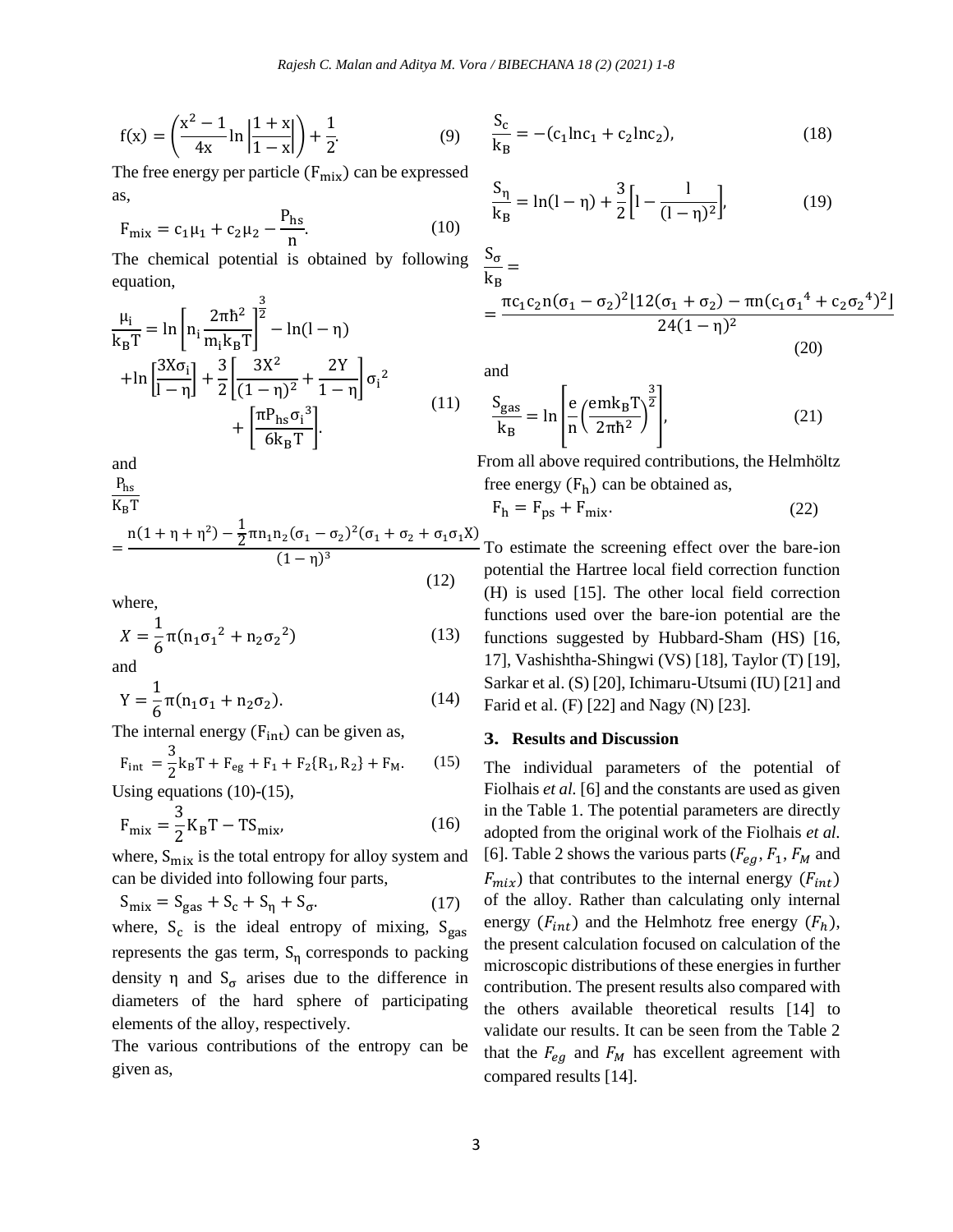$$f(x) = \left(\frac{x^2 - 1}{4x}\ln\left|\frac{1+x}{1-x}\right|\right) + \frac{1}{2}. \tag{9}$$

The free energy per particle ($F_{mix}$) can be expressed as,

$$F_{mix} = c_1\mu_1 + c_2\mu_2 - \frac{P_{hs}}{n}. \tag{10}$$

The chemical potential is obtained by following equation,

$$\frac{\mu_i}{k_BT} = \ln\left[n_i\frac{2\pi\hbar^2}{m_ik_BT}\right]^{\frac{3}{2}} - \ln(1-\eta) + \ln\left[\frac{3X\sigma_i}{1-\eta}\right] + \frac{3}{2}\left[\frac{3X^2}{(1-\eta)^2} + \frac{2Y}{1-\eta}\right]\sigma_i^2 + \left[\frac{\pi P_{hs}\sigma_i^3}{6k_BT}\right]. \tag{11}$$

and

$$\frac{P_{hs}}{K_BT} = \frac{n(1+\eta+\eta^2) - \frac{1}{2}\pi n_1n_2(\sigma_1-\sigma_2)^2(\sigma_1+\sigma_2+\sigma_1\sigma_1X)}{(1-\eta)^3} \tag{12}$$

where,

$$X = \frac{1}{6}\pi(n_1\sigma_1^2 + n_2\sigma_2^2) \tag{13}$$

and

$$Y = \frac{1}{6}\pi(n_1\sigma_1 + n_2\sigma_2). \tag{14}$$

The internal energy ($F_{int}$) can be given as,

$$F_{int} = \frac{3}{2}k_BT + F_{eg} + F_1 + F_2\{R_1, R_2\} + F_M. \tag{15}$$

Using equations (10)-(15),

$$F_{mix} = \frac{3}{2}K_BT - TS_{mix}, \tag{16}$$

where, $S_{mix}$ is the total entropy for alloy system and can be divided into following four parts,

$$S_{mix} = S_{gas} + S_c + S_\eta + S_\sigma. \tag{17}$$

where, $S_c$ is the ideal entropy of mixing, $S_{gas}$ represents the gas term, $S_\eta$ corresponds to packing density $\eta$ and $S_\sigma$ arises due to the difference in diameters of the hard sphere of participating elements of the alloy, respectively.

The various contributions of the entropy can be given as,

$$\frac{S_c}{k_B} = -(c_1\ln c_1 + c_2\ln c_2), \tag{18}$$

$$\frac{S_\eta}{k_B} = \ln(1-\eta) + \frac{3}{2}\left[1 - \frac{1}{(1-\eta)^2}\right], \tag{19}$$

$$\frac{S_\sigma}{k_B} = \frac{\pi c_1c_2n(\sigma_1-\sigma_2)^2[12(\sigma_1+\sigma_2) - \pi n(c_1\sigma_1^4 + c_2\sigma_2^4)^2]}{24(1-\eta)^2} \tag{20}$$

and

$$\frac{S_{gas}}{k_B} = \ln\left[\frac{e}{n}\left(\frac{emk_BT}{2\pi\hbar^2}\right)^{\frac{3}{2}}\right], \tag{21}$$

From all above required contributions, the Helmhöltz free energy ($F_h$) can be obtained as,

$$F_h = F_{ps} + F_{mix}. \tag{22}$$

To estimate the screening effect over the bare-ion potential the Hartree local field correction function (H) is used [15]. The other local field correction functions used over the bare-ion potential are the functions suggested by Hubbard-Sham (HS) [16, 17], Vashishtha-Shingwi (VS) [18], Taylor (T) [19], Sarkar et al. (S) [20], Ichimaru-Utsumi (IU) [21] and Farid et al. (F) [22] and Nagy (N) [23].

## 3. Results and Discussion

The individual parameters of the potential of Fiolhais *et al.* [6] and the constants are used as given in the Table 1. The potential parameters are directly adopted from the original work of the Fiolhais *et al.* [6]. Table 2 shows the various parts ($F_{eg}$, $F_1$, $F_M$ and $F_{mix}$) that contributes to the internal energy ($F_{int}$) of the alloy. Rather than calculating only internal energy ($F_{int}$) and the Helmhotz free energy ($F_h$), the present calculation focused on calculation of the microscopic distributions of these energies in further contribution. The present results also compared with the others available theoretical results [14] to validate our results. It can be seen from the Table 2 that the $F_{eg}$ and $F_M$ has excellent agreement with compared results [14].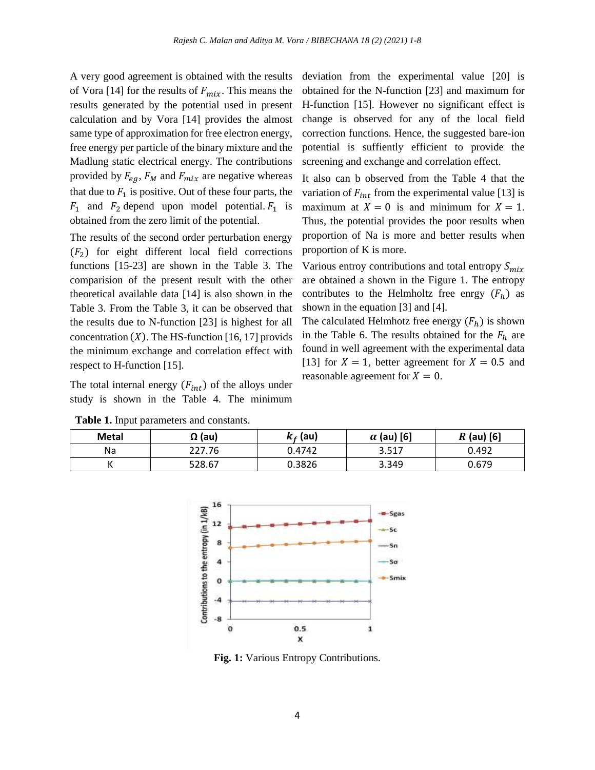A very good agreement is obtained with the results of Vora [14] for the results of $F_{mix}$. This means the results generated by the potential used in present calculation and by Vora [14] provides the almost same type of approximation for free electron energy, free energy per particle of the binary mixture and the Madlung static electrical energy. The contributions provided by $F_{eg}$, $F_M$ and $F_{mix}$ are negative whereas that due to $F_1$ is positive. Out of these four parts, the $F_1$ and $F_2$ depend upon model potential. $F_1$ is obtained from the zero limit of the potential.

The results of the second order perturbation energy ($F_2$) for eight different local field corrections functions [15-23] are shown in the Table 3. The comparision of the present result with the other theoretical available data [14] is also shown in the Table 3. From the Table 3, it can be observed that the results due to N-function [23] is highest for all concentration $(X)$. The HS-function [16, 17] provids the minimum exchange and correlation effect with respect to H-function [15].

The total internal energy ($F_{int}$) of the alloys under study is shown in the Table 4. The minimum deviation from the experimental value [20] is obtained for the N-function [23] and maximum for H-function [15]. However no significant effect is change is observed for any of the local field correction functions. Hence, the suggested bare-ion potential is suffiently efficient to provide the screening and exchange and correlation effect.

It also can b observed from the Table 4 that the variation of $F_{int}$ from the experimental value [13] is maximum at $X = 0$ is and minimum for $X = 1$. Thus, the potential provides the poor results when proportion of Na is more and better results when proportion of K is more.

Various entroy contributions and total entropy $S_{mix}$ are obtained a shown in the Figure 1. The entropy contributes to the Helmholtz free enrgy ($F_h$) as shown in the equation [3] and [4].

The calculated Helmhotz free energy ($F_h$) is shown in the Table 6. The results obtained for the $F_h$ are found in well agreement with the experimental data [13] for $X = 1$, better agreement for $X = 0.5$ and reasonable agreement for $X = 0$.

**Table 1.** Input parameters and constants.

| Metal | $\Omega$ (au) | $k_f$ (au) | $\alpha$ (au) [6] | $R$ (au) [6] |
|---|---|---|---|---|
| Na | 227.76 | 0.4742 | 3.517 | 0.492 |
| K | 528.67 | 0.3826 | 3.349 | 0.679 |

**Fig. 1:** Various Entropy Contributions.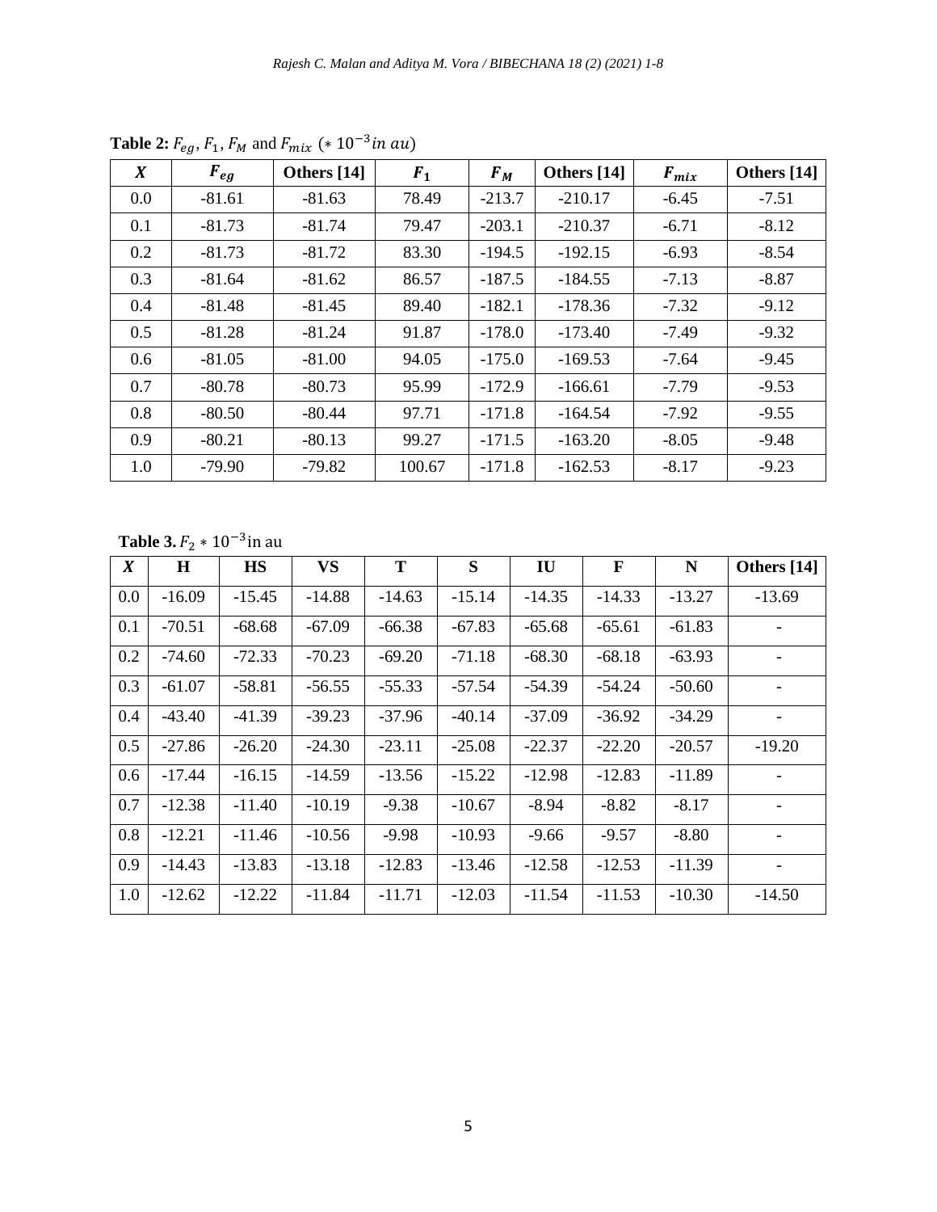**Table 2:** $F_{eg}$, $F_1$, $F_M$ and $F_{mix}$ ($* 10^{-3} in\ au$)

| $X$ | $F_{eg}$ | Others [14] | $F_1$ | $F_M$ | Others [14] | $F_{mix}$ | Others [14] |
|---|---|---|---|---|---|---|---|
| 0.0 | -81.61 | -81.63 | 78.49 | -213.7 | -210.17 | -6.45 | -7.51 |
| 0.1 | -81.73 | -81.74 | 79.47 | -203.1 | -210.37 | -6.71 | -8.12 |
| 0.2 | -81.73 | -81.72 | 83.30 | -194.5 | -192.15 | -6.93 | -8.54 |
| 0.3 | -81.64 | -81.62 | 86.57 | -187.5 | -184.55 | -7.13 | -8.87 |
| 0.4 | -81.48 | -81.45 | 89.40 | -182.1 | -178.36 | -7.32 | -9.12 |
| 0.5 | -81.28 | -81.24 | 91.87 | -178.0 | -173.40 | -7.49 | -9.32 |
| 0.6 | -81.05 | -81.00 | 94.05 | -175.0 | -169.53 | -7.64 | -9.45 |
| 0.7 | -80.78 | -80.73 | 95.99 | -172.9 | -166.61 | -7.79 | -9.53 |
| 0.8 | -80.50 | -80.44 | 97.71 | -171.8 | -164.54 | -7.92 | -9.55 |
| 0.9 | -80.21 | -80.13 | 99.27 | -171.5 | -163.20 | -8.05 | -9.48 |
| 1.0 | -79.90 | -79.82 | 100.67 | -171.8 | -162.53 | -8.17 | -9.23 |

**Table 3.** $F_2 * 10^{-3}$ in au

| $X$ | H | HS | VS | T | S | IU | F | N | Others [14] |
|---|---|---|---|---|---|---|---|---|---|
| 0.0 | -16.09 | -15.45 | -14.88 | -14.63 | -15.14 | -14.35 | -14.33 | -13.27 | -13.69 |
| 0.1 | -70.51 | -68.68 | -67.09 | -66.38 | -67.83 | -65.68 | -65.61 | -61.83 | - |
| 0.2 | -74.60 | -72.33 | -70.23 | -69.20 | -71.18 | -68.30 | -68.18 | -63.93 | - |
| 0.3 | -61.07 | -58.81 | -56.55 | -55.33 | -57.54 | -54.39 | -54.24 | -50.60 | - |
| 0.4 | -43.40 | -41.39 | -39.23 | -37.96 | -40.14 | -37.09 | -36.92 | -34.29 | - |
| 0.5 | -27.86 | -26.20 | -24.30 | -23.11 | -25.08 | -22.37 | -22.20 | -20.57 | -19.20 |
| 0.6 | -17.44 | -16.15 | -14.59 | -13.56 | -15.22 | -12.98 | -12.83 | -11.89 | - |
| 0.7 | -12.38 | -11.40 | -10.19 | -9.38 | -10.67 | -8.94 | -8.82 | -8.17 | - |
| 0.8 | -12.21 | -11.46 | -10.56 | -9.98 | -10.93 | -9.66 | -9.57 | -8.80 | - |
| 0.9 | -14.43 | -13.83 | -13.18 | -12.83 | -13.46 | -12.58 | -12.53 | -11.39 | - |
| 1.0 | -12.62 | -12.22 | -11.84 | -11.71 | -12.03 | -11.54 | -11.53 | -10.30 | -14.50 |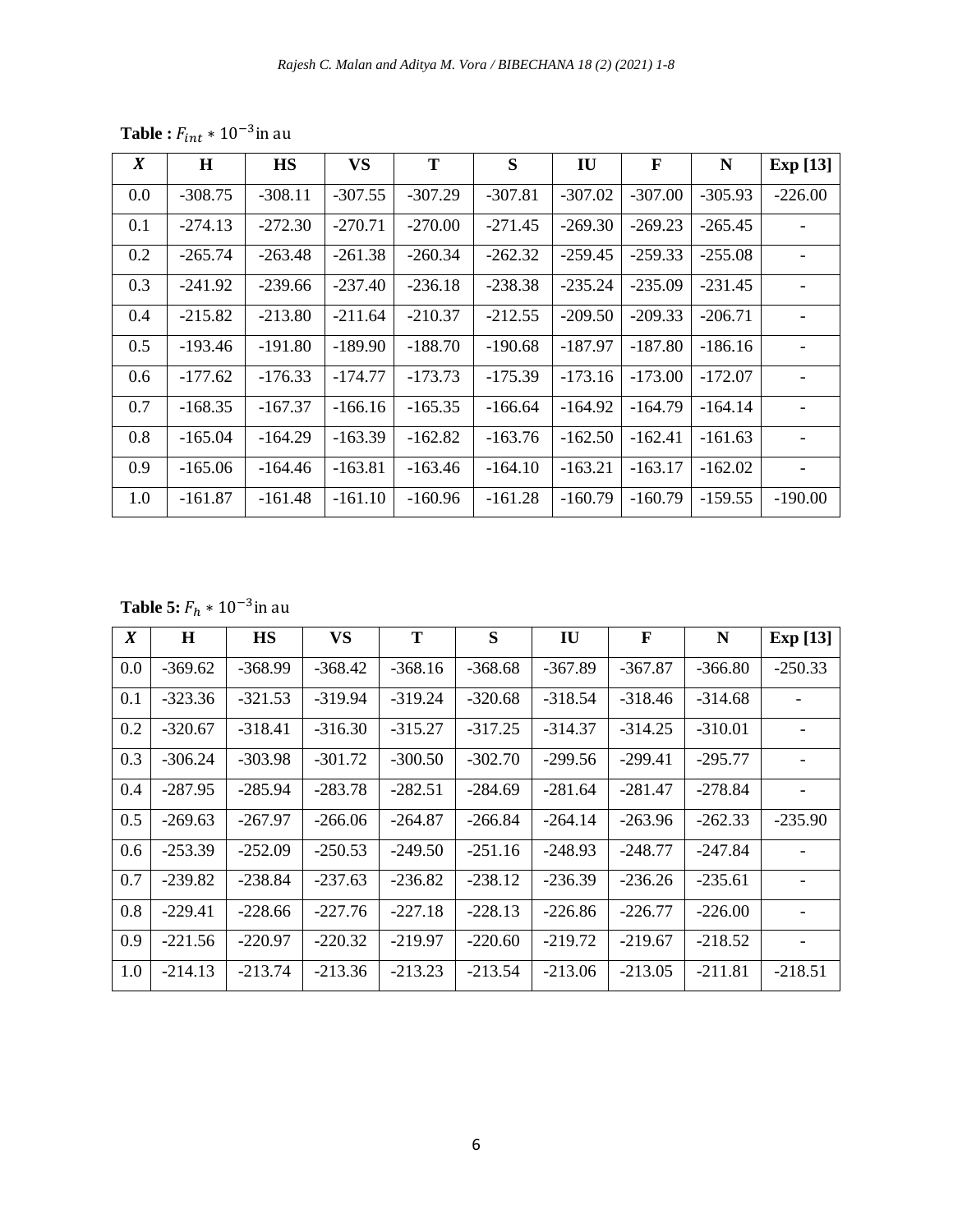**Table :** $F_{int} * 10^{-3}$ in au

| *X* | H | HS | VS | T | S | IU | F | N | Exp [13] |
|---|---|---|---|---|---|---|---|---|---|
| 0.0 | -308.75 | -308.11 | -307.55 | -307.29 | -307.81 | -307.02 | -307.00 | -305.93 | -226.00 |
| 0.1 | -274.13 | -272.30 | -270.71 | -270.00 | -271.45 | -269.30 | -269.23 | -265.45 | - |
| 0.2 | -265.74 | -263.48 | -261.38 | -260.34 | -262.32 | -259.45 | -259.33 | -255.08 | - |
| 0.3 | -241.92 | -239.66 | -237.40 | -236.18 | -238.38 | -235.24 | -235.09 | -231.45 | - |
| 0.4 | -215.82 | -213.80 | -211.64 | -210.37 | -212.55 | -209.50 | -209.33 | -206.71 | - |
| 0.5 | -193.46 | -191.80 | -189.90 | -188.70 | -190.68 | -187.97 | -187.80 | -186.16 | - |
| 0.6 | -177.62 | -176.33 | -174.77 | -173.73 | -175.39 | -173.16 | -173.00 | -172.07 | - |
| 0.7 | -168.35 | -167.37 | -166.16 | -165.35 | -166.64 | -164.92 | -164.79 | -164.14 | - |
| 0.8 | -165.04 | -164.29 | -163.39 | -162.82 | -163.76 | -162.50 | -162.41 | -161.63 | - |
| 0.9 | -165.06 | -164.46 | -163.81 | -163.46 | -164.10 | -163.21 | -163.17 | -162.02 | - |
| 1.0 | -161.87 | -161.48 | -161.10 | -160.96 | -161.28 | -160.79 | -160.79 | -159.55 | -190.00 |

**Table 5:** $F_h * 10^{-3}$ in au

| *X* | H | HS | VS | T | S | IU | F | N | Exp [13] |
|---|---|---|---|---|---|---|---|---|---|
| 0.0 | -369.62 | -368.99 | -368.42 | -368.16 | -368.68 | -367.89 | -367.87 | -366.80 | -250.33 |
| 0.1 | -323.36 | -321.53 | -319.94 | -319.24 | -320.68 | -318.54 | -318.46 | -314.68 | - |
| 0.2 | -320.67 | -318.41 | -316.30 | -315.27 | -317.25 | -314.37 | -314.25 | -310.01 | - |
| 0.3 | -306.24 | -303.98 | -301.72 | -300.50 | -302.70 | -299.56 | -299.41 | -295.77 | - |
| 0.4 | -287.95 | -285.94 | -283.78 | -282.51 | -284.69 | -281.64 | -281.47 | -278.84 | - |
| 0.5 | -269.63 | -267.97 | -266.06 | -264.87 | -266.84 | -264.14 | -263.96 | -262.33 | -235.90 |
| 0.6 | -253.39 | -252.09 | -250.53 | -249.50 | -251.16 | -248.93 | -248.77 | -247.84 | - |
| 0.7 | -239.82 | -238.84 | -237.63 | -236.82 | -238.12 | -236.39 | -236.26 | -235.61 | - |
| 0.8 | -229.41 | -228.66 | -227.76 | -227.18 | -228.13 | -226.86 | -226.77 | -226.00 | - |
| 0.9 | -221.56 | -220.97 | -220.32 | -219.97 | -220.60 | -219.72 | -219.67 | -218.52 | - |
| 1.0 | -214.13 | -213.74 | -213.36 | -213.23 | -213.54 | -213.06 | -213.05 | -211.81 | -218.51 |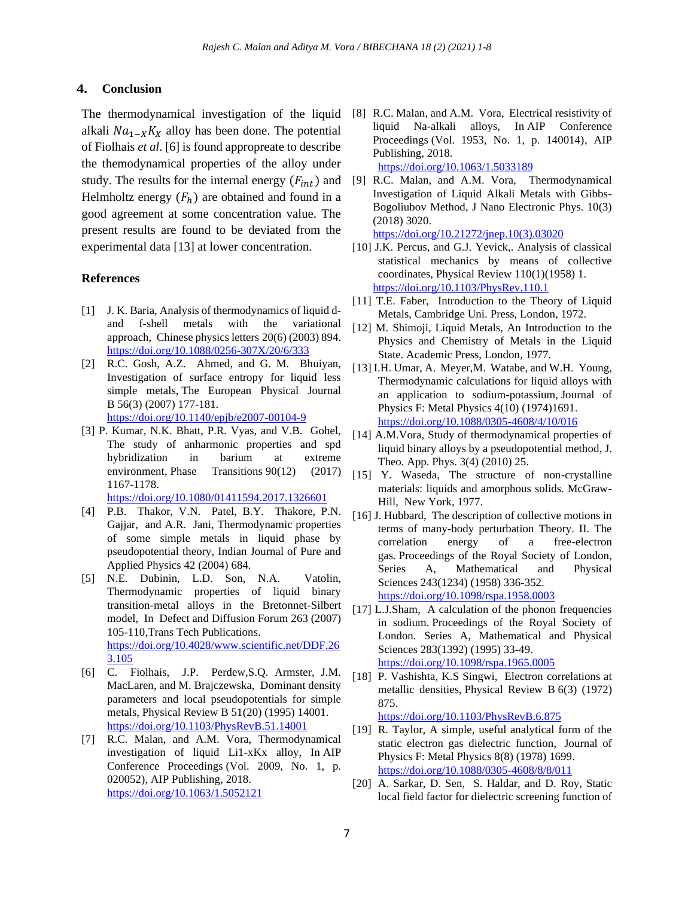## 4. Conclusion

The thermodynamical investigation of the liquid alkali $Na_{1-X}K_X$ alloy has been done. The potential of Fiolhais *et al*. [6] is found approprate to describe the themodynamical properties of the alloy under study. The results for the internal energy ($F_{int}$) and Helmholtz energy ($F_h$) are obtained and found in a good agreement at some concentration value. The present results are found to be deviated from the experimental data [13] at lower concentration.

## References

[1] J. K. Baria, Analysis of thermodynamics of liquid d- and f-shell metals with the variational approach, Chinese physics letters 20(6) (2003) 894. https://doi.org/10.1088/0256-307X/20/6/333

[2] R.C. Gosh, A.Z. Ahmed, and G. M. Bhuiyan, Investigation of surface entropy for liquid less simple metals, The European Physical Journal B 56(3) (2007) 177-181. https://doi.org/10.1140/epjb/e2007-00104-9

[3] P. Kumar, N.K. Bhatt, P.R. Vyas, and V.B. Gohel, The study of anharmonic properties and spd hybridization in barium at extreme environment, Phase Transitions 90(12) (2017) 1167-1178. https://doi.org/10.1080/01411594.2017.1326601

[4] P.B. Thakor, V.N. Patel, B.Y. Thakore, P.N. Gajjar, and A.R. Jani, Thermodynamic properties of some simple metals in liquid phase by pseudopotential theory, Indian Journal of Pure and Applied Physics 42 (2004) 684.

[5] N.E. Dubinin, L.D. Son, N.A. Vatolin, Thermodynamic properties of liquid binary transition-metal alloys in the Bretonnet-Silbert model, In Defect and Diffusion Forum 263 (2007) 105-110,Trans Tech Publications. https://doi.org/10.4028/www.scientific.net/DDF.263.105

[6] C. Fiolhais, J.P. Perdew,S.Q. Armster, J.M. MacLaren, and M. Brajczewska, Dominant density parameters and local pseudopotentials for simple metals, Physical Review B 51(20) (1995) 14001. https://doi.org/10.1103/PhysRevB.51.14001

[7] R.C. Malan, and A.M. Vora, Thermodynamical investigation of liquid Li1-xKx alloy, In AIP Conference Proceedings (Vol. 2009, No. 1, p. 020052), AIP Publishing, 2018. https://doi.org/10.1063/1.5052121

[8] R.C. Malan, and A.M. Vora, Electrical resistivity of liquid Na-alkali alloys, In AIP Conference Proceedings (Vol. 1953, No. 1, p. 140014), AIP Publishing, 2018. https://doi.org/10.1063/1.5033189

[9] R.C. Malan, and A.M. Vora, Thermodynamical Investigation of Liquid Alkali Metals with Gibbs-Bogoliubov Method, J Nano Electronic Phys. 10(3) (2018) 3020. https://doi.org/10.21272/jnep.10(3).03020

[10] J.K. Percus, and G.J. Yevick,. Analysis of classical statistical mechanics by means of collective coordinates, Physical Review 110(1)(1958) 1. https://doi.org/10.1103/PhysRev.110.1

[11] T.E. Faber, Introduction to the Theory of Liquid Metals, Cambridge Uni. Press, London, 1972.

[12] M. Shimoji, Liquid Metals, An Introduction to the Physics and Chemistry of Metals in the Liquid State. Academic Press, London, 1977.

[13] I.H. Umar, A. Meyer,M. Watabe, and W.H. Young, Thermodynamic calculations for liquid alloys with an application to sodium-potassium, Journal of Physics F: Metal Physics 4(10) (1974)1691. https://doi.org/10.1088/0305-4608/4/10/016

[14] A.M.Vora, Study of thermodynamical properties of liquid binary alloys by a pseudopotential method, J. Theo. App. Phys. 3(4) (2010) 25.

[15] Y. Waseda, The structure of non-crystalline materials: liquids and amorphous solids. McGraw-Hill, New York, 1977.

[16] J. Hubbard, The description of collective motions in terms of many-body perturbation Theory. II. The correlation energy of a free-electron gas. Proceedings of the Royal Society of London, Series A, Mathematical and Physical Sciences 243(1234) (1958) 336-352. https://doi.org/10.1098/rspa.1958.0003

[17] L.J.Sham, A calculation of the phonon frequencies in sodium. Proceedings of the Royal Society of London. Series A, Mathematical and Physical Sciences 283(1392) (1995) 33-49. https://doi.org/10.1098/rspa.1965.0005

[18] P. Vashishta, K.S Singwi, Electron correlations at metallic densities, Physical Review B 6(3) (1972) 875. https://doi.org/10.1103/PhysRevB.6.875

[19] R. Taylor, A simple, useful analytical form of the static electron gas dielectric function, Journal of Physics F: Metal Physics 8(8) (1978) 1699. https://doi.org/10.1088/0305-4608/8/8/011

[20] A. Sarkar, D. Sen, S. Haldar, and D. Roy, Static local field factor for dielectric screening function of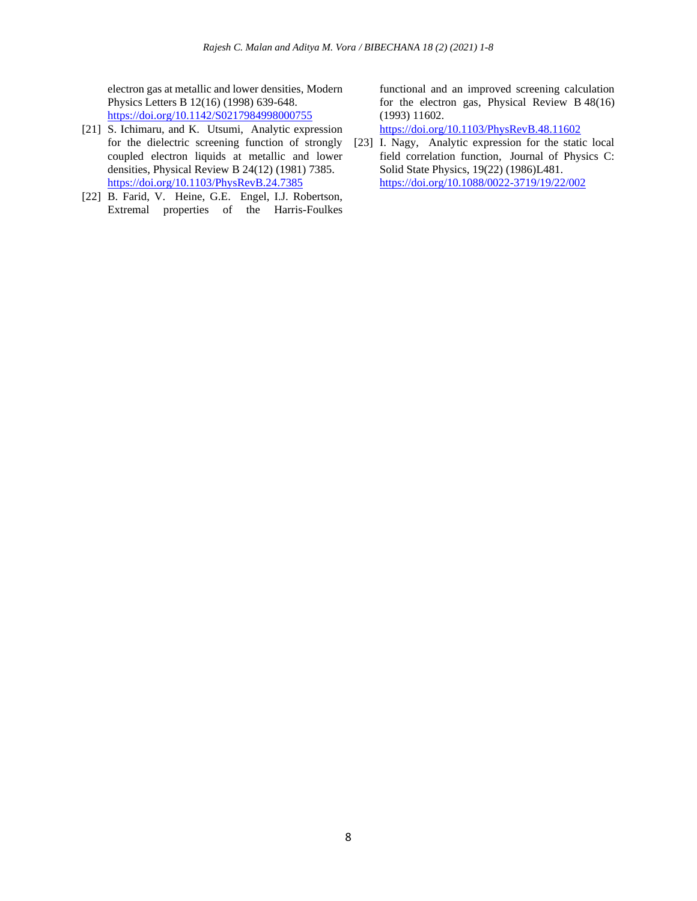electron gas at metallic and lower densities, Modern Physics Letters B 12(16) (1998) 639-648. https://doi.org/10.1142/S0217984998000755

[21] S. Ichimaru, and K. Utsumi, Analytic expression for the dielectric screening function of strongly coupled electron liquids at metallic and lower densities, Physical Review B 24(12) (1981) 7385. https://doi.org/10.1103/PhysRevB.24.7385

[22] B. Farid, V. Heine, G.E. Engel, I.J. Robertson, Extremal properties of the Harris-Foulkes functional and an improved screening calculation for the electron gas, Physical Review B 48(16) (1993) 11602. https://doi.org/10.1103/PhysRevB.48.11602

[23] I. Nagy, Analytic expression for the static local field correlation function, Journal of Physics C: Solid State Physics, 19(22) (1986)L481. https://doi.org/10.1088/0022-3719/19/22/002